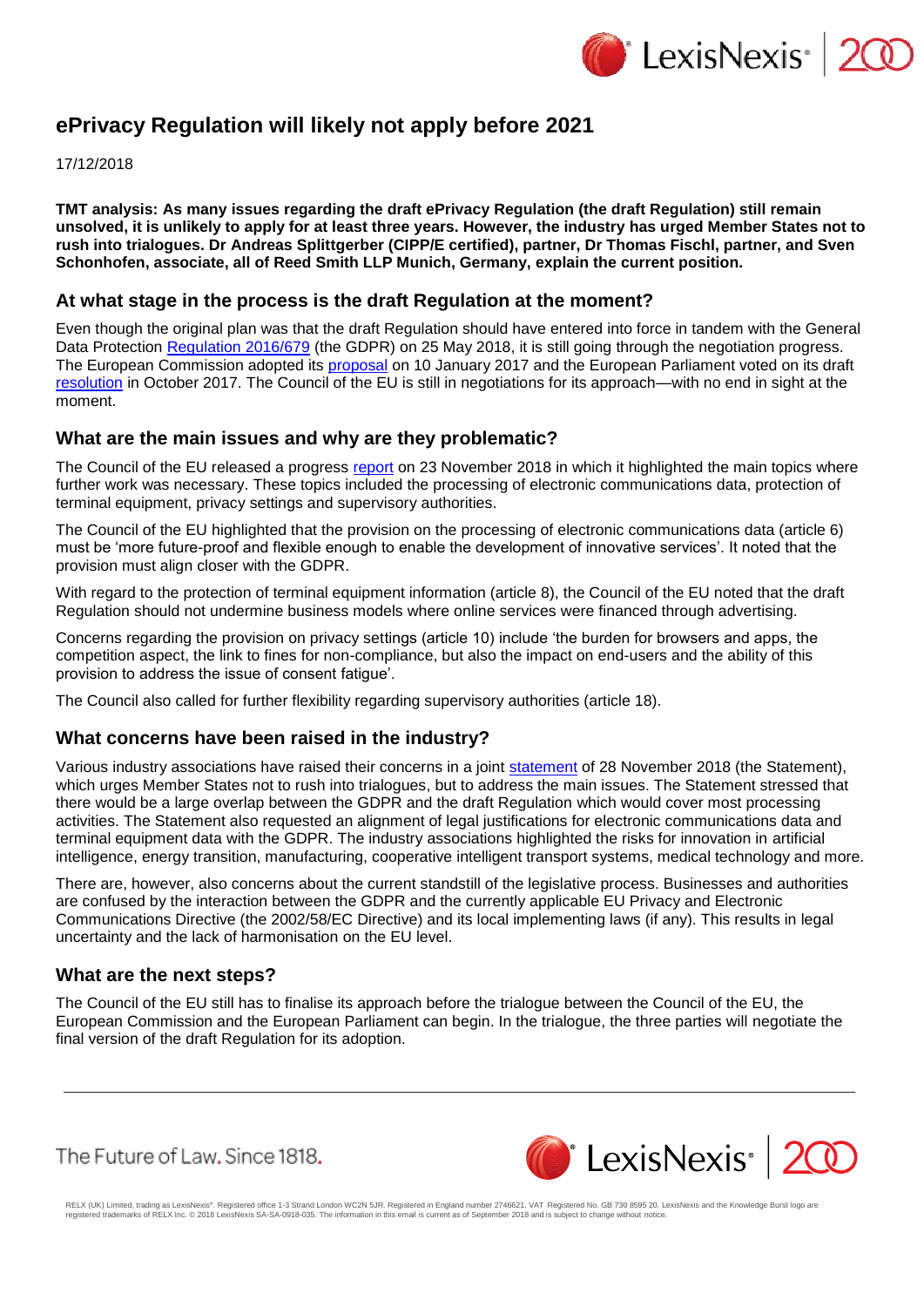# ePrivacy Regulation will likely not apply before 2021

17/12/2018

**TMT analysis: As many issues regarding the draft ePrivacy Regulation (the draft Regulation) still remain unsolved, it is unlikely to apply for at least three years. However, the industry has urged Member States not to rush into trialogues. Dr Andreas Splittgerber (CIPP/E certified), partner, Dr Thomas Fischl, partner, and Sven Schonhofen, associate, all of Reed Smith LLP Munich, Germany, explain the current position.**

## At what stage in the process is the draft Regulation at the moment?

Even though the original plan was that the draft Regulation should have entered into force in tandem with the General Data Protection Regulation 2016/679 (the GDPR) on 25 May 2018, it is still going through the negotiation progress. The European Commission adopted its proposal on 10 January 2017 and the European Parliament voted on its draft resolution in October 2017. The Council of the EU is still in negotiations for its approach—with no end in sight at the moment.

## What are the main issues and why are they problematic?

The Council of the EU released a progress report on 23 November 2018 in which it highlighted the main topics where further work was necessary. These topics included the processing of electronic communications data, protection of terminal equipment, privacy settings and supervisory authorities.

The Council of the EU highlighted that the provision on the processing of electronic communications data (article 6) must be 'more future-proof and flexible enough to enable the development of innovative services'. It noted that the provision must align closer with the GDPR.

With regard to the protection of terminal equipment information (article 8), the Council of the EU noted that the draft Regulation should not undermine business models where online services were financed through advertising.

Concerns regarding the provision on privacy settings (article 10) include 'the burden for browsers and apps, the competition aspect, the link to fines for non-compliance, but also the impact on end-users and the ability of this provision to address the issue of consent fatigue'.

The Council also called for further flexibility regarding supervisory authorities (article 18).

## What concerns have been raised in the industry?

Various industry associations have raised their concerns in a joint statement of 28 November 2018 (the Statement), which urges Member States not to rush into trialogues, but to address the main issues. The Statement stressed that there would be a large overlap between the GDPR and the draft Regulation which would cover most processing activities. The Statement also requested an alignment of legal justifications for electronic communications data and terminal equipment data with the GDPR. The industry associations highlighted the risks for innovation in artificial intelligence, energy transition, manufacturing, cooperative intelligent transport systems, medical technology and more.

There are, however, also concerns about the current standstill of the legislative process. Businesses and authorities are confused by the interaction between the GDPR and the currently applicable EU Privacy and Electronic Communications Directive (the 2002/58/EC Directive) and its local implementing laws (if any). This results in legal uncertainty and the lack of harmonisation on the EU level.

## What are the next steps?

The Council of the EU still has to finalise its approach before the trialogue between the Council of the EU, the European Commission and the European Parliament can begin. In the trialogue, the three parties will negotiate the final version of the draft Regulation for its adoption.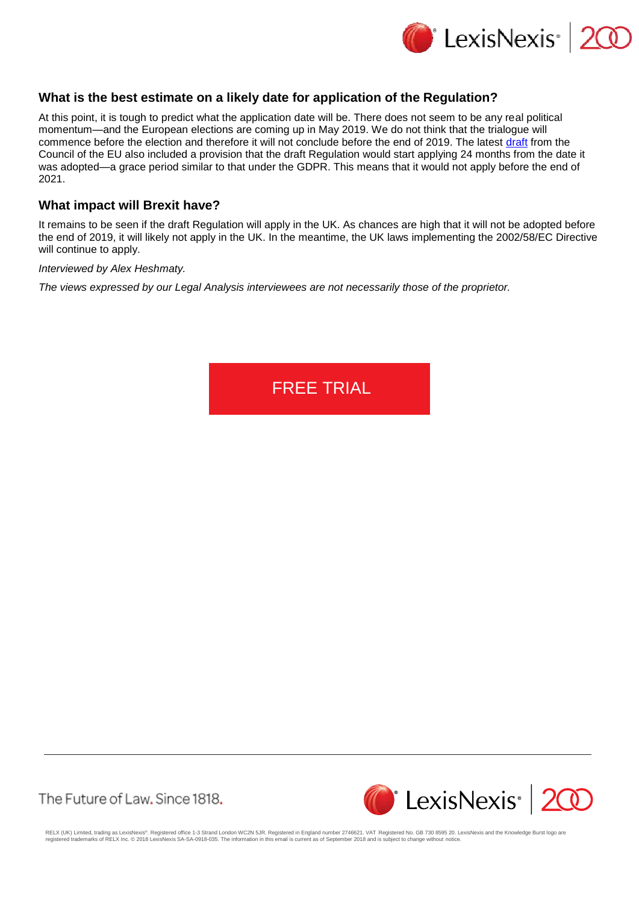## What is the best estimate on a likely date for application of the Regulation?

At this point, it is tough to predict what the application date will be. There does not seem to be any real political momentum—and the European elections are coming up in May 2019. We do not think that the trialogue will commence before the election and therefore it will not conclude before the end of 2019. The latest draft from the Council of the EU also included a provision that the draft Regulation would start applying 24 months from the date it was adopted—a grace period similar to that under the GDPR. This means that it would not apply before the end of 2021.

## What impact will Brexit have?

It remains to be seen if the draft Regulation will apply in the UK. As chances are high that it will not be adopted before the end of 2019, it will likely not apply in the UK. In the meantime, the UK laws implementing the 2002/58/EC Directive will continue to apply.

*Interviewed by Alex Heshmaty.*

*The views expressed by our Legal Analysis interviewees are not necessarily those of the proprietor.*

FREE TRIAL

The Future of Law. Since 1818.

RELX (UK) Limited, trading as LexisNexis®. Registered office 1-3 Strand London WC2N 5JR. Registered in England number 2746621. VAT Registered No. GB 730 8595 20. LexisNexis and the Knowledge Burst logo are registered trademarks of RELX Inc. © 2018 LexisNexis SA-SA-0918-035. The information in this email is current as of September 2018 and is subject to change without notice.